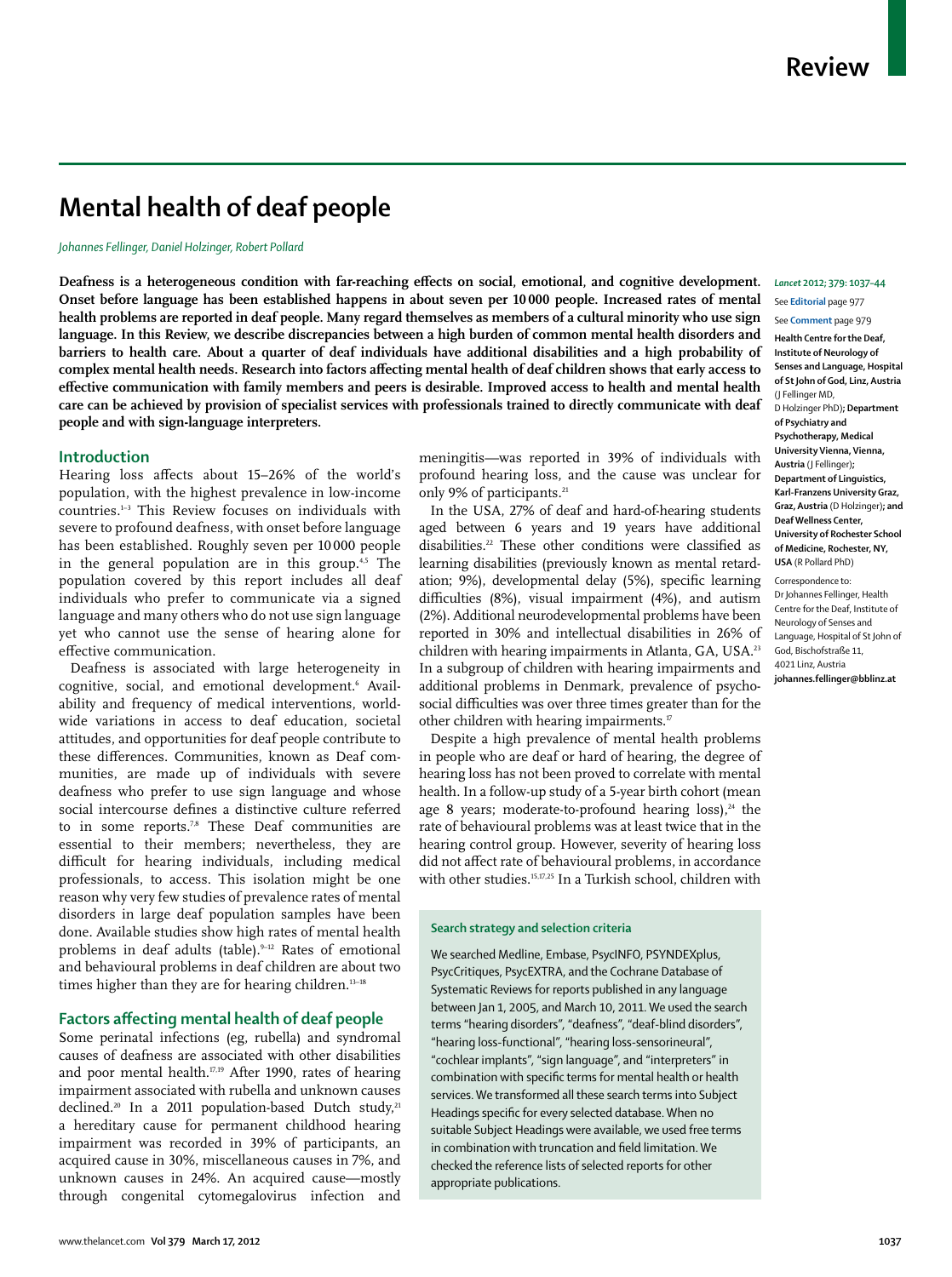# Mental health of deaf people

*Johannes Fellinger, Daniel Holzinger, Robert Pollard*

**Deafness is a heterogeneous condition with far-reaching effects on social, emotional, and cognitive development. Onset before language has been established happens in about seven per 10 000 people. Increased rates of mental health problems are reported in deaf people. Many regard themselves as members of a cultural minority who use sign language. In this Review, we describe discrepancies between a high burden of common mental health disorders and barriers to health care. About a quarter of deaf individuals have additional disabilities and a high probability of complex mental health needs. Research into factors affecting mental health of deaf children shows that early access to effective communication with family members and peers is desirable. Improved access to health and mental health care can be achieved by provision of specialist services with professionals trained to directly communicate with deaf people and with sign-language interpreters.**

*Lancet* 2012; 379: 1037–44

See **Editorial** page 977

See **Comment** page 979

**Health Centre for the Deaf, Institute of Neurology of Senses and Language, Hospital of St John of God, Linz, Austria** (J Fellinger MD, D Holzinger PhD)**; Department of Psychiatry and Psychotherapy, Medical University Vienna, Vienna, Austria** (J Fellinger)**; Department of Linguistics, Karl-Franzens University Graz, Graz, Austria** (D Holzinger)**; and Deaf Wellness Center, University of Rochester School of Medicine, Rochester, NY, USA** (R Pollard PhD)

Correspondence to: Dr Johannes Fellinger, Health Centre for the Deaf, Institute of Neurology of Senses and Language, Hospital of St John of God, Bischofstraße 11, 4021 Linz, Austria **johannes.fellinger@bblinz.at**

## Introduction

Hearing loss affects about 15–26% of the world's population, with the highest prevalence in low-income countries.[1–3] This Review focuses on individuals with severe to profound deafness, with onset before language has been established. Roughly seven per 10 000 people in the general population are in this group.[4,5] The population covered by this report includes all deaf individuals who prefer to communicate via a signed language and many others who do not use sign language yet who cannot use the sense of hearing alone for effective communication.

Deafness is associated with large heterogeneity in cognitive, social, and emotional development.[6] Availability and frequency of medical interventions, worldwide variations in access to deaf education, societal attitudes, and opportunities for deaf people contribute to these differences. Communities, known as Deaf communities, are made up of individuals with severe deafness who prefer to use sign language and whose social intercourse defines a distinctive culture referred to in some reports.[7,8] These Deaf communities are essential to their members; nevertheless, they are difficult for hearing individuals, including medical professionals, to access. This isolation might be one reason why very few studies of prevalence rates of mental disorders in large deaf population samples have been done. Available studies show high rates of mental health problems in deaf adults (table).[9–12] Rates of emotional and behavioural problems in deaf children are about two times higher than they are for hearing children.[13–18]

## Factors affecting mental health of deaf people

Some perinatal infections (eg, rubella) and syndromal causes of deafness are associated with other disabilities and poor mental health.[17,19] After 1990, rates of hearing impairment associated with rubella and unknown causes declined.[20] In a 2011 population-based Dutch study,[21] a hereditary cause for permanent childhood hearing impairment was recorded in 39% of participants, an acquired cause in 30%, miscellaneous causes in 7%, and unknown causes in 24%. An acquired cause—mostly through congenital cytomegalovirus infection and meningitis—was reported in 39% of individuals with profound hearing loss, and the cause was unclear for only 9% of participants.[21]

In the USA, 27% of deaf and hard-of-hearing students aged between 6 years and 19 years have additional disabilities.[22] These other conditions were classified as learning disabilities (previously known as mental retardation; 9%), developmental delay (5%), specific learning difficulties (8%), visual impairment (4%), and autism (2%). Additional neurodevelopmental problems have been reported in 30% and intellectual disabilities in 26% of children with hearing impairments in Atlanta, GA, USA.[23] In a subgroup of children with hearing impairments and additional problems in Denmark, prevalence of psychosocial difficulties was over three times greater than for the other children with hearing impairments.[17]

Despite a high prevalence of mental health problems in people who are deaf or hard of hearing, the degree of hearing loss has not been proved to correlate with mental health. In a follow-up study of a 5-year birth cohort (mean age 8 years; moderate-to-profound hearing loss),[24] the rate of behavioural problems was at least twice that in the hearing control group. However, severity of hearing loss did not affect rate of behavioural problems, in accordance with other studies.[15,17,25] In a Turkish school, children with

### Search strategy and selection criteria

We searched Medline, Embase, PsycINFO, PSYNDEXplus, PsycCritiques, PsycEXTRA, and the Cochrane Database of Systematic Reviews for reports published in any language between Jan 1, 2005, and March 10, 2011. We used the search terms "hearing disorders", "deafness", "deaf-blind disorders", "hearing loss-functional", "hearing loss-sensorineural", "cochlear implants", "sign language", and "interpreters" in combination with specific terms for mental health or health services. We transformed all these search terms into Subject Headings specific for every selected database. When no suitable Subject Headings were available, we used free terms in combination with truncation and field limitation. We checked the reference lists of selected reports for other appropriate publications.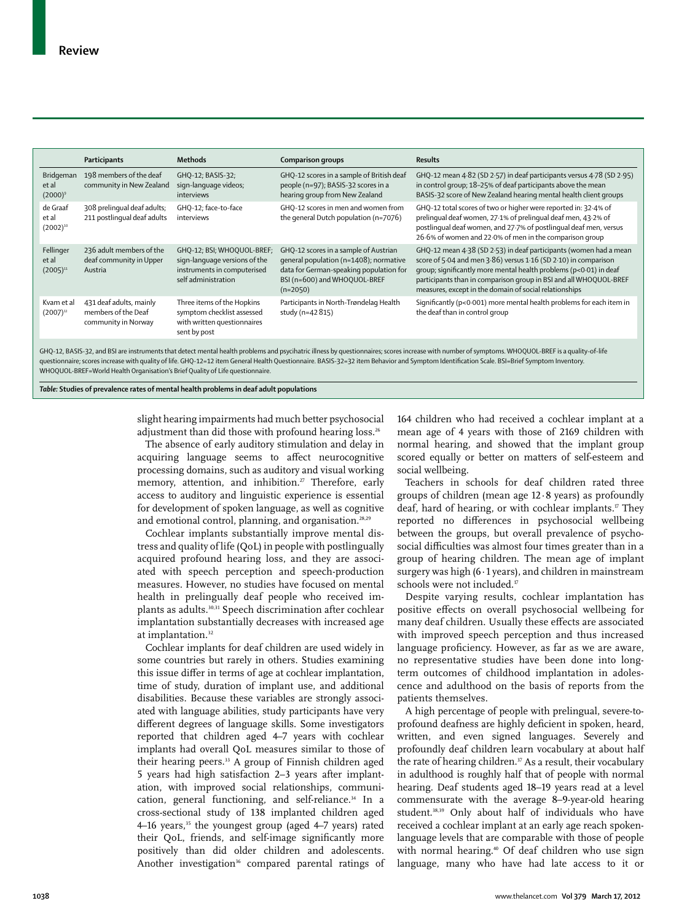|  | Participants | Methods | Comparison groups | Results |
|---|---|---|---|---|
| Bridgeman et al (2000)[9] | 198 members of the deaf community in New Zealand | GHQ-12; BASIS-32; sign-language videos; interviews | GHQ-12 scores in a sample of British deaf people (n=97); BASIS-32 scores in a hearing group from New Zealand | GHQ-12 mean 4·82 (SD 2·57) in deaf participants versus 4·78 (SD 2·95) in control group; 18–25% of deaf participants above the mean BASIS-32 score of New Zealand hearing mental health client groups |
| de Graaf et al (2002)[10] | 308 prelingual deaf adults; 211 postlingual deaf adults | GHQ-12; face-to-face interviews | GHQ-12 scores in men and women from the general Dutch population (n=7076) | GHQ-12 total scores of two or higher were reported in: 32·4% of prelingual deaf women, 27·1% of prelingual deaf men, 43·2% of postlingual deaf women, and 27·7% of postlingual deaf men, versus 26·6% of women and 22·0% of men in the comparison group |
| Fellinger et al (2005)[11] | 236 adult members of the deaf community in Upper Austria | GHQ-12; BSI; WHOQUOL-BREF; sign-language versions of the instruments in computerised self administration | GHQ-12 scores in a sample of Austrian general population (n=1408); normative data for German-speaking population for BSI (n=600) and WHOQUOL-BREF (n=2050) | GHQ-12 mean 4·38 (SD 2·53) in deaf participants (women had a mean score of 5·04 and men 3·86) versus 1·16 (SD 2·10) in comparison group; significantly more mental health problems ($p<0·01$) in deaf participants than in comparison group in BSI and all WHOQUOL-BREF measures, except in the domain of social relationships |
| Kvam et al (2007)[12] | 431 deaf adults, mainly members of the Deaf community in Norway | Three items of the Hopkins symptom checklist assessed with written questionnaires sent by post | Participants in North-Trøndelag Health study (n=42 815) | Significantly ($p<0·001$) more mental health problems for each item in the deaf than in control group |

GHQ-12, BASIS-32, and BSI are instruments that detect mental health problems and psychiatric illness by questionnaires; scores increase with number of symptoms. WHOQUOL-BREF is a quality-of-life questionnaire; scores increase with quality of life. GHQ-12=12 item General Health Questionnaire. BASIS-32=32 item Behavior and Symptom Identification Scale. BSI=Brief Symptom Inventory. WHOQUOL-BREF=World Health Organisation's Brief Quality of Life questionnaire.

***Table:*** **Studies of prevalence rates of mental health problems in deaf adult populations**

slight hearing impairments had much better psychosocial adjustment than did those with profound hearing loss.[26]

The absence of early auditory stimulation and delay in acquiring language seems to affect neurocognitive processing domains, such as auditory and visual working memory, attention, and inhibition.[27] Therefore, early access to auditory and linguistic experience is essential for development of spoken language, as well as cognitive and emotional control, planning, and organisation.[28,29]

Cochlear implants substantially improve mental distress and quality of life (QoL) in people with postlingually acquired profound hearing loss, and they are associated with speech perception and speech-production measures. However, no studies have focused on mental health in prelingually deaf people who received implants as adults.[30,31] Speech discrimination after cochlear implantation substantially decreases with increased age at implantation.[32]

Cochlear implants for deaf children are used widely in some countries but rarely in others. Studies examining this issue differ in terms of age at cochlear implantation, time of study, duration of implant use, and additional disabilities. Because these variables are strongly associated with language abilities, study participants have very different degrees of language skills. Some investigators reported that children aged 4–7 years with cochlear implants had overall QoL measures similar to those of their hearing peers.[33] A group of Finnish children aged 5 years had high satisfaction 2–3 years after implantation, with improved social relationships, communication, general functioning, and self-reliance.[34] In a cross-sectional study of 138 implanted children aged 4–16 years,[35] the youngest group (aged 4–7 years) rated their QoL, friends, and self-image significantly more positively than did older children and adolescents. Another investigation[36] compared parental ratings of 164 children who had received a cochlear implant at a mean age of 4 years with those of 2169 children with normal hearing, and showed that the implant group scored equally or better on matters of self-esteem and social wellbeing.

Teachers in schools for deaf children rated three groups of children (mean age 12·8 years) as profoundly deaf, hard of hearing, or with cochlear implants.[17] They reported no differences in psychosocial wellbeing between the groups, but overall prevalence of psychosocial difficulties was almost four times greater than in a group of hearing children. The mean age of implant surgery was high (6·1 years), and children in mainstream schools were not included.[17]

Despite varying results, cochlear implantation has positive effects on overall psychosocial wellbeing for many deaf children. Usually these effects are associated with improved speech perception and thus increased language proficiency. However, as far as we are aware, no representative studies have been done into long-term outcomes of childhood implantation in adolescence and adulthood on the basis of reports from the patients themselves.

A high percentage of people with prelingual, severe-to-profound deafness are highly deficient in spoken, heard, written, and even signed languages. Severely and profoundly deaf children learn vocabulary at about half the rate of hearing children.[37] As a result, their vocabulary in adulthood is roughly half that of people with normal hearing. Deaf students aged 18–19 years read at a level commensurate with the average 8–9-year-old hearing student.[38,39] Only about half of individuals who have received a cochlear implant at an early age reach spoken-language levels that are comparable with those of people with normal hearing.[40] Of deaf children who use sign language, many who have had late access to it or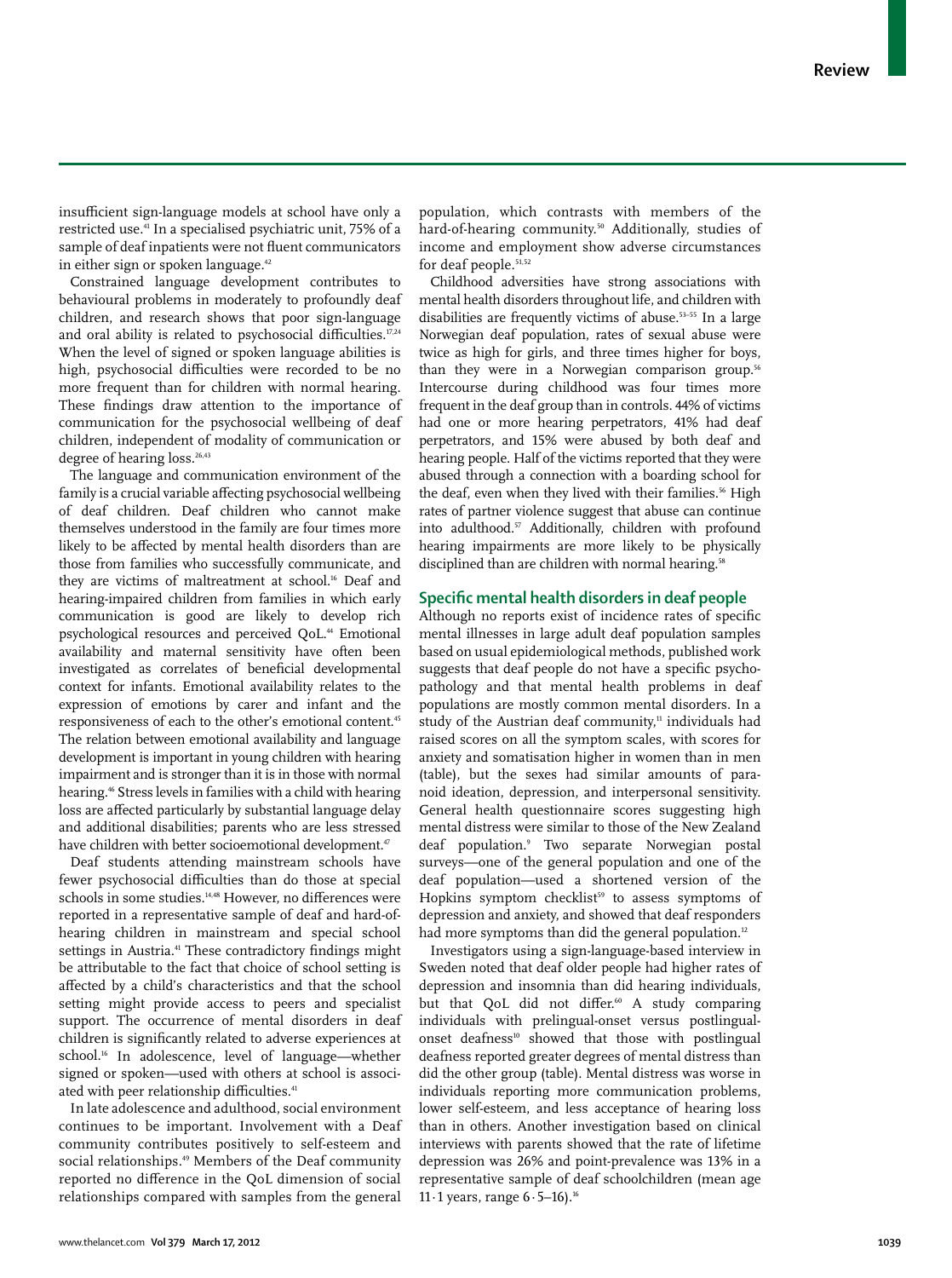insufficient sign-language models at school have only a restricted use.[41] In a specialised psychiatric unit, 75% of a sample of deaf inpatients were not fluent communicators in either sign or spoken language.[42]

Constrained language development contributes to behavioural problems in moderately to profoundly deaf children, and research shows that poor sign-language and oral ability is related to psychosocial difficulties.[17,24] When the level of signed or spoken language abilities is high, psychosocial difficulties were recorded to be no more frequent than for children with normal hearing. These findings draw attention to the importance of communication for the psychosocial wellbeing of deaf children, independent of modality of communication or degree of hearing loss.[26,43]

The language and communication environment of the family is a crucial variable affecting psychosocial wellbeing of deaf children. Deaf children who cannot make themselves understood in the family are four times more likely to be affected by mental health disorders than are those from families who successfully communicate, and they are victims of maltreatment at school.[16] Deaf and hearing-impaired children from families in which early communication is good are likely to develop rich psychological resources and perceived QoL.[44] Emotional availability and maternal sensitivity have often been investigated as correlates of beneficial developmental context for infants. Emotional availability relates to the expression of emotions by carer and infant and the responsiveness of each to the other's emotional content.[45] The relation between emotional availability and language development is important in young children with hearing impairment and is stronger than it is in those with normal hearing.[46] Stress levels in families with a child with hearing loss are affected particularly by substantial language delay and additional disabilities; parents who are less stressed have children with better socioemotional development.[47]

Deaf students attending mainstream schools have fewer psychosocial difficulties than do those at special schools in some studies.[14,48] However, no differences were reported in a representative sample of deaf and hard-of-hearing children in mainstream and special school settings in Austria.[41] These contradictory findings might be attributable to the fact that choice of school setting is affected by a child's characteristics and that the school setting might provide access to peers and specialist support. The occurrence of mental disorders in deaf children is significantly related to adverse experiences at school.[16] In adolescence, level of language—whether signed or spoken—used with others at school is associated with peer relationship difficulties.[41]

In late adolescence and adulthood, social environment continues to be important. Involvement with a Deaf community contributes positively to self-esteem and social relationships.[49] Members of the Deaf community reported no difference in the QoL dimension of social relationships compared with samples from the general population, which contrasts with members of the hard-of-hearing community.[50] Additionally, studies of income and employment show adverse circumstances for deaf people.[51,52]

Childhood adversities have strong associations with mental health disorders throughout life, and children with disabilities are frequently victims of abuse.[53–55] In a large Norwegian deaf population, rates of sexual abuse were twice as high for girls, and three times higher for boys, than they were in a Norwegian comparison group.[56] Intercourse during childhood was four times more frequent in the deaf group than in controls. 44% of victims had one or more hearing perpetrators, 41% had deaf perpetrators, and 15% were abused by both deaf and hearing people. Half of the victims reported that they were abused through a connection with a boarding school for the deaf, even when they lived with their families.[56] High rates of partner violence suggest that abuse can continue into adulthood.[57] Additionally, children with profound hearing impairments are more likely to be physically disciplined than are children with normal hearing.[58]

## Specific mental health disorders in deaf people

Although no reports exist of incidence rates of specific mental illnesses in large adult deaf population samples based on usual epidemiological methods, published work suggests that deaf people do not have a specific psychopathology and that mental health problems in deaf populations are mostly common mental disorders. In a study of the Austrian deaf community,[11] individuals had raised scores on all the symptom scales, with scores for anxiety and somatisation higher in women than in men (table), but the sexes had similar amounts of paranoid ideation, depression, and interpersonal sensitivity. General health questionnaire scores suggesting high mental distress were similar to those of the New Zealand deaf population.[9] Two separate Norwegian postal surveys—one of the general population and one of the deaf population—used a shortened version of the Hopkins symptom checklist[59] to assess symptoms of depression and anxiety, and showed that deaf responders had more symptoms than did the general population.[12]

Investigators using a sign-language-based interview in Sweden noted that deaf older people had higher rates of depression and insomnia than did hearing individuals, but that QoL did not differ.[60] A study comparing individuals with prelingual-onset versus postlingual-onset deafness[10] showed that those with postlingual deafness reported greater degrees of mental distress than did the other group (table). Mental distress was worse in individuals reporting more communication problems, lower self-esteem, and less acceptance of hearing loss than in others. Another investigation based on clinical interviews with parents showed that the rate of lifetime depression was 26% and point-prevalence was 13% in a representative sample of deaf schoolchildren (mean age 11·1 years, range 6·5–16).[16]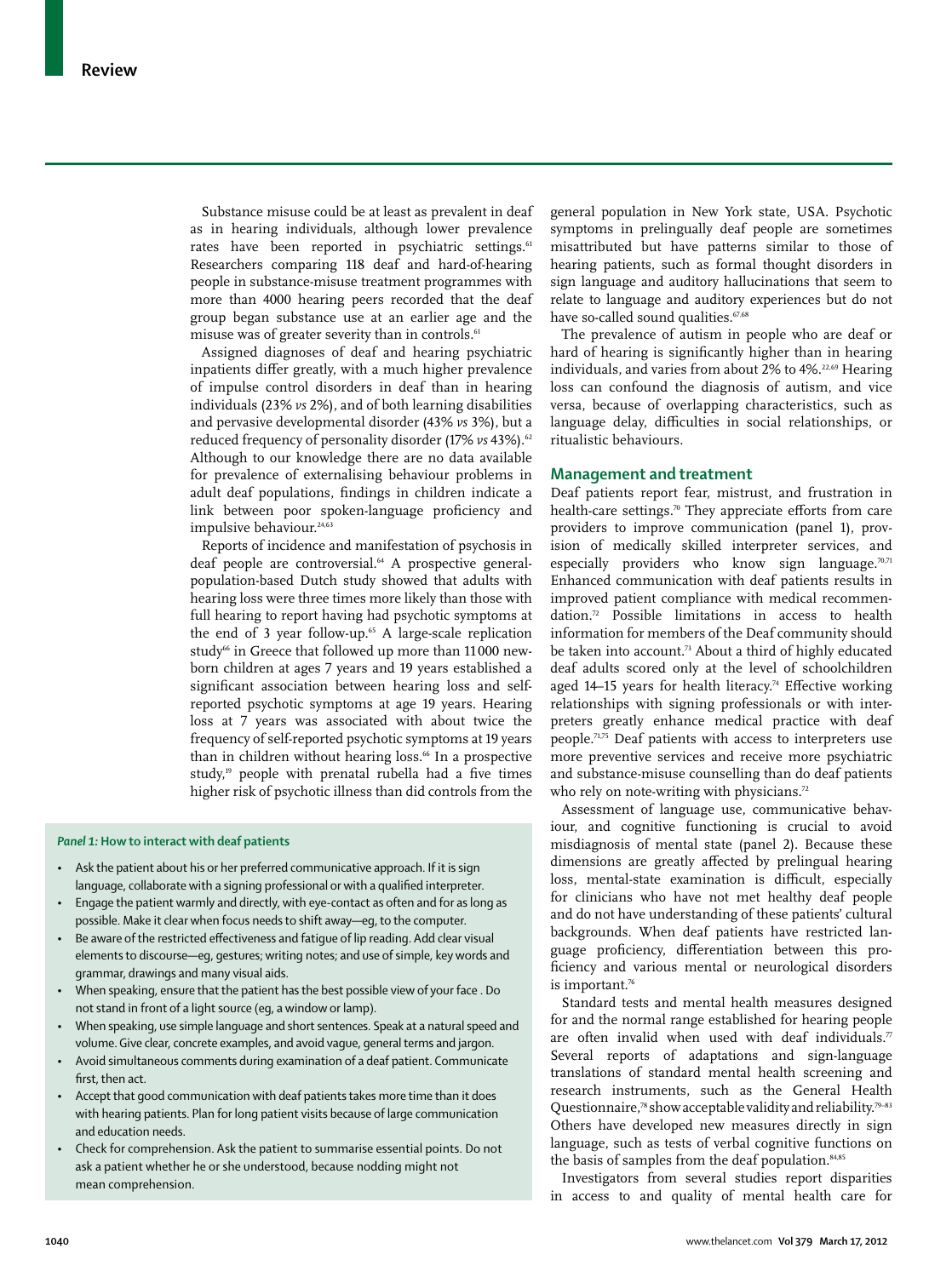Substance misuse could be at least as prevalent in deaf as in hearing individuals, although lower prevalence rates have been reported in psychiatric settings.[61] Researchers comparing 118 deaf and hard-of-hearing people in substance-misuse treatment programmes with more than 4000 hearing peers recorded that the deaf group began substance use at an earlier age and the misuse was of greater severity than in controls.[61]

Assigned diagnoses of deaf and hearing psychiatric inpatients differ greatly, with a much higher prevalence of impulse control disorders in deaf than in hearing individuals (23% *vs* 2%), and of both learning disabilities and pervasive developmental disorder (43% *vs* 3%), but a reduced frequency of personality disorder (17% *vs* 43%).[62] Although to our knowledge there are no data available for prevalence of externalising behaviour problems in adult deaf populations, findings in children indicate a link between poor spoken-language proficiency and impulsive behaviour.[24,63]

Reports of incidence and manifestation of psychosis in deaf people are controversial.[64] A prospective general-population-based Dutch study showed that adults with hearing loss were three times more likely than those with full hearing to report having had psychotic symptoms at the end of 3 year follow-up.[65] A large-scale replication study[66] in Greece that followed up more than 11 000 newborn children at ages 7 years and 19 years established a significant association between hearing loss and self-reported psychotic symptoms at age 19 years. Hearing loss at 7 years was associated with about twice the frequency of self-reported psychotic symptoms at 19 years than in children without hearing loss.[66] In a prospective study,[19] people with prenatal rubella had a five times higher risk of psychotic illness than did controls from the general population in New York state, USA. Psychotic symptoms in prelingually deaf people are sometimes misattributed but have patterns similar to those of hearing patients, such as formal thought disorders in sign language and auditory hallucinations that seem to relate to language and auditory experiences but do not have so-called sound qualities.[67,68]

The prevalence of autism in people who are deaf or hard of hearing is significantly higher than in hearing individuals, and varies from about 2% to 4%.[22,69] Hearing loss can confound the diagnosis of autism, and vice versa, because of overlapping characteristics, such as language delay, difficulties in social relationships, or ritualistic behaviours.

## Management and treatment

Deaf patients report fear, mistrust, and frustration in health-care settings.[70] They appreciate efforts from care providers to improve communication (panel 1), provision of medically skilled interpreter services, and especially providers who know sign language.[70,71] Enhanced communication with deaf patients results in improved patient compliance with medical recommendation.[72] Possible limitations in access to health information for members of the Deaf community should be taken into account.[73] About a third of highly educated deaf adults scored only at the level of schoolchildren aged 14–15 years for health literacy.[74] Effective working relationships with signing professionals or with interpreters greatly enhance medical practice with deaf people.[71,75] Deaf patients with access to interpreters use more preventive services and receive more psychiatric and substance-misuse counselling than do deaf patients who rely on note-writing with physicians.[72]

Assessment of language use, communicative behaviour, and cognitive functioning is crucial to avoid misdiagnosis of mental state (panel 2). Because these dimensions are greatly affected by prelingual hearing loss, mental-state examination is difficult, especially for clinicians who have not met healthy deaf people and do not have understanding of these patients' cultural backgrounds. When deaf patients have restricted language proficiency, differentiation between this proficiency and various mental or neurological disorders is important.[76]

Standard tests and mental health measures designed for and the normal range established for hearing people are often invalid when used with deaf individuals.[77] Several reports of adaptations and sign-language translations of standard mental health screening and research instruments, such as the General Health Questionnaire,[78] show acceptable validity and reliability.[79–83] Others have developed new measures directly in sign language, such as tests of verbal cognitive functions on the basis of samples from the deaf population.[84,85]

Investigators from several studies report disparities in access to and quality of mental health care for

### *Panel 1:* How to interact with deaf patients

- Ask the patient about his or her preferred communicative approach. If it is sign language, collaborate with a signing professional or with a qualified interpreter.
- Engage the patient warmly and directly, with eye-contact as often and for as long as possible. Make it clear when focus needs to shift away—eg, to the computer.
- Be aware of the restricted effectiveness and fatigue of lip reading. Add clear visual elements to discourse—eg, gestures; writing notes; and use of simple, key words and grammar, drawings and many visual aids.
- When speaking, ensure that the patient has the best possible view of your face . Do not stand in front of a light source (eg, a window or lamp).
- When speaking, use simple language and short sentences. Speak at a natural speed and volume. Give clear, concrete examples, and avoid vague, general terms and jargon.
- Avoid simultaneous comments during examination of a deaf patient. Communicate first, then act.
- Accept that good communication with deaf patients takes more time than it does with hearing patients. Plan for long patient visits because of large communication and education needs.
- Check for comprehension. Ask the patient to summarise essential points. Do not ask a patient whether he or she understood, because nodding might not mean comprehension.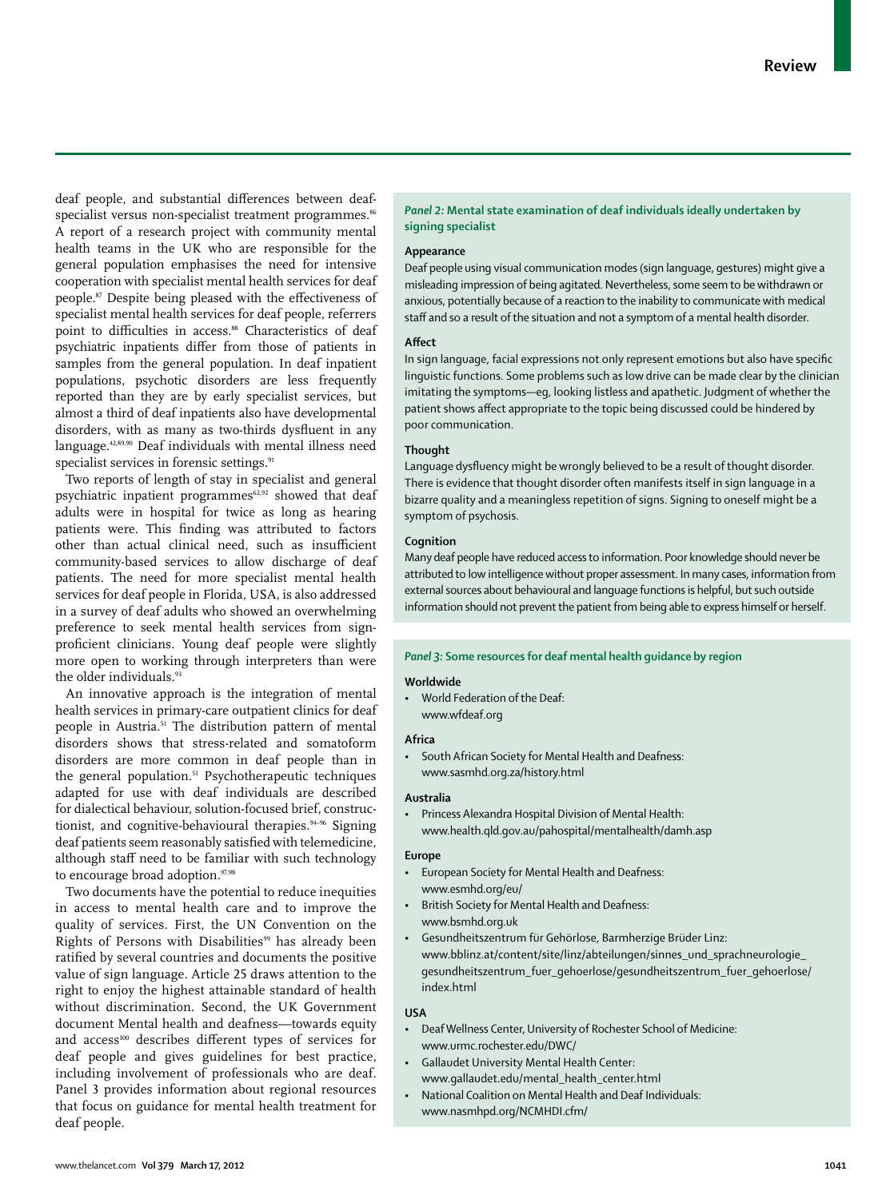deaf people, and substantial differences between deaf-specialist versus non-specialist treatment programmes.[86] A report of a research project with community mental health teams in the UK who are responsible for the general population emphasises the need for intensive cooperation with specialist mental health services for deaf people.[87] Despite being pleased with the effectiveness of specialist mental health services for deaf people, referrers point to difficulties in access.[88] Characteristics of deaf psychiatric inpatients differ from those of patients in samples from the general population. In deaf inpatient populations, psychotic disorders are less frequently reported than they are by early specialist services, but almost a third of deaf inpatients also have developmental disorders, with as many as two-thirds dysfluent in any language.[42,89,90] Deaf individuals with mental illness need specialist services in forensic settings.[91]

Two reports of length of stay in specialist and general psychiatric inpatient programmes[62,92] showed that deaf adults were in hospital for twice as long as hearing patients were. This finding was attributed to factors other than actual clinical need, such as insufficient community-based services to allow discharge of deaf patients. The need for more specialist mental health services for deaf people in Florida, USA, is also addressed in a survey of deaf adults who showed an overwhelming preference to seek mental health services from sign-proficient clinicians. Young deaf people were slightly more open to working through interpreters than were the older individuals.[93]

An innovative approach is the integration of mental health services in primary-care outpatient clinics for deaf people in Austria.[51] The distribution pattern of mental disorders shows that stress-related and somatoform disorders are more common in deaf people than in the general population.[51] Psychotherapeutic techniques adapted for use with deaf individuals are described for dialectical behaviour, solution-focused brief, constructionist, and cognitive-behavioural therapies.[94–96] Signing deaf patients seem reasonably satisfied with telemedicine, although staff need to be familiar with such technology to encourage broad adoption.[97,98]

Two documents have the potential to reduce inequities in access to mental health care and to improve the quality of services. First, the UN Convention on the Rights of Persons with Disabilities[99] has already been ratified by several countries and documents the positive value of sign language. Article 25 draws attention to the right to enjoy the highest attainable standard of health without discrimination. Second, the UK Government document Mental health and deafness—towards equity and access[100] describes different types of services for deaf people and gives guidelines for best practice, including involvement of professionals who are deaf. Panel 3 provides information about regional resources that focus on guidance for mental health treatment for deaf people.

### *Panel 2:* Mental state examination of deaf individuals ideally undertaken by signing specialist

**Appearance**

Deaf people using visual communication modes (sign language, gestures) might give a misleading impression of being agitated. Nevertheless, some seem to be withdrawn or anxious, potentially because of a reaction to the inability to communicate with medical staff and so a result of the situation and not a symptom of a mental health disorder.

**Affect**

In sign language, facial expressions not only represent emotions but also have specific linguistic functions. Some problems such as low drive can be made clear by the clinician imitating the symptoms—eg, looking listless and apathetic. Judgment of whether the patient shows affect appropriate to the topic being discussed could be hindered by poor communication.

**Thought**

Language dysfluency might be wrongly believed to be a result of thought disorder. There is evidence that thought disorder often manifests itself in sign language in a bizarre quality and a meaningless repetition of signs. Signing to oneself might be a symptom of psychosis.

**Cognition**

Many deaf people have reduced access to information. Poor knowledge should never be attributed to low intelligence without proper assessment. In many cases, information from external sources about behavioural and language functions is helpful, but such outside information should not prevent the patient from being able to express himself or herself.

### *Panel 3:* Some resources for deaf mental health guidance by region

**Worldwide**

- World Federation of the Deaf: www.wfdeaf.org

**Africa**

- South African Society for Mental Health and Deafness: www.sasmhd.org.za/history.html

**Australia**

- Princess Alexandra Hospital Division of Mental Health: www.health.qld.gov.au/pahospital/mentalhealth/damh.asp

**Europe**

- European Society for Mental Health and Deafness: www.esmhd.org/eu/
- British Society for Mental Health and Deafness: www.bsmhd.org.uk
- Gesundheitszentrum für Gehörlose, Barmherziger Brüder Linz: www.bblinz.at/content/site/linz/abteilungen/sinnes_und_sprachneurologie_gesundheitszentrum_fuer_gehoerlose/gesundheitszentrum_fuer_gehoerlose/index.html

**USA**

- Deaf Wellness Center, University of Rochester School of Medicine: www.urmc.rochester.edu/DWC/
- Gallaudet University Mental Health Center: www.gallaudet.edu/mental_health_center.html
- National Coalition on Mental Health and Deaf Individuals: www.nasmhpd.org/NCMHDI.cfm/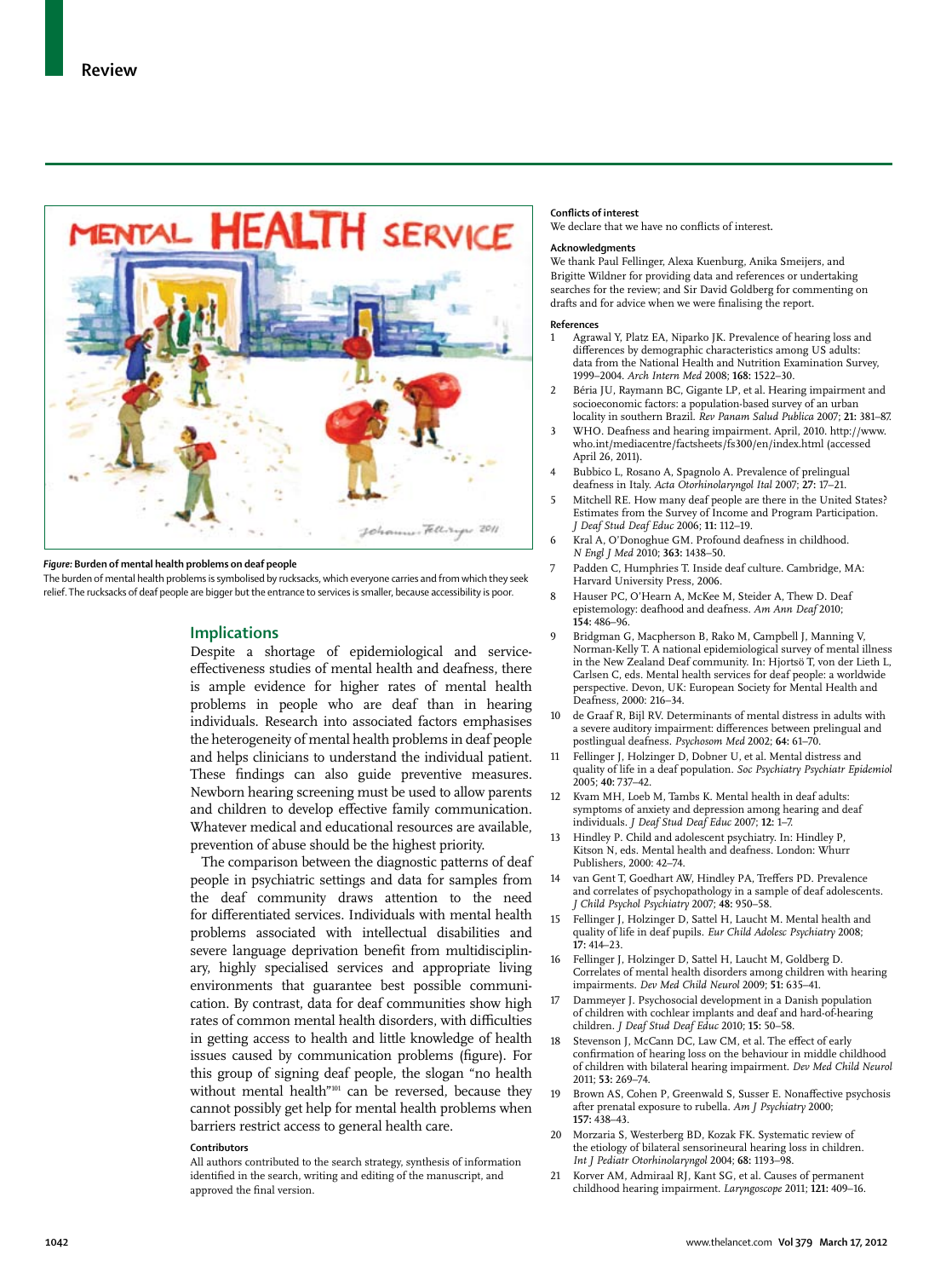*Figure:* **Burden of mental health problems on deaf people**

The burden of mental health problems is symbolised by rucksacks, which everyone carries and from which they seek relief. The rucksacks of deaf people are bigger but the entrance to services is smaller, because accessibility is poor.

## Implications

Despite a shortage of epidemiological and service-effectiveness studies of mental health and deafness, there is ample evidence for higher rates of mental health problems in people who are deaf than in hearing individuals. Research into associated factors emphasises the heterogeneity of mental health problems in deaf people and helps clinicians to understand the individual patient. These findings can also guide preventive measures. Newborn hearing screening must be used to allow parents and children to develop effective family communication. Whatever medical and educational resources are available, prevention of abuse should be the highest priority.

The comparison between the diagnostic patterns of deaf people in psychiatric settings and data for samples from the deaf community draws attention to the need for differentiated services. Individuals with mental health problems associated with intellectual disabilities and severe language deprivation benefit from multidisciplinary, highly specialised services and appropriate living environments that guarantee best possible communication. By contrast, data for deaf communities show high rates of common mental health disorders, with difficulties in getting access to health and little knowledge of health issues caused by communication problems (figure). For this group of signing deaf people, the slogan "no health without mental health"[101] can be reversed, because they cannot possibly get help for mental health problems when barriers restrict access to general health care.

### Contributors

All authors contributed to the search strategy, synthesis of information identified in the search, writing and editing of the manuscript, and approved the final version.

### Conflicts of interest

We declare that we have no conflicts of interest.

### Acknowledgments

We thank Paul Fellinger, Alexa Kuenburg, Anika Smeijers, and Brigitte Wildner for providing data and references or undertaking searches for the review; and Sir David Goldberg for commenting on drafts and for advice when we were finalising the report.

### References

1. Agrawal Y, Platz EA, Niparko JK. Prevalence of hearing loss and differences by demographic characteristics among US adults: data from the National Health and Nutrition Examination Survey, 1999–2004. *Arch Intern Med* 2008; **168:** 1522–30.
2. Béria JU, Raymann BC, Gigante LP, et al. Hearing impairment and socioeconomic factors: a population-based survey of an urban locality in southern Brazil. *Rev Panam Salud Publica* 2007; **21:** 381–87.
3. WHO. Deafness and hearing impairment. April, 2010. http://www.who.int/mediacentre/factsheets/fs300/en/index.html (accessed April 26, 2011).
4. Bubbico L, Rosano A, Spagnolo A. Prevalence of prelingual deafness in Italy. *Acta Otorhinolaryngol Ital* 2007; **27:** 17–21.
5. Mitchell RE. How many deaf people are there in the United States? Estimates from the Survey of Income and Program Participation. *J Deaf Stud Deaf Educ* 2006; **11:** 112–19.
6. Kral A, O'Donoghue GM. Profound deafness in childhood. *N Engl J Med* 2010; **363:** 1438–50.
7. Padden C, Humphries T. Inside deaf culture. Cambridge, MA: Harvard University Press, 2006.
8. Hauser PC, O'Hearn A, McKee M, Steider A, Thew D. Deaf epistemology: deafhood and deafness. *Am Ann Deaf* 2010; **154:** 486–96.
9. Bridgman G, Macpherson B, Rako M, Campbell J, Manning V, Norman-Kelly T. A national epidemiological survey of mental illness in the New Zealand Deaf community. In: Hjortsö T, von der Lieth L, Carlsen C, eds. Mental health services for deaf people: a worldwide perspective. Devon, UK: European Society for Mental Health and Deafness, 2000: 216–34.
10. de Graaf R, Bijl RV. Determinants of mental distress in adults with a severe auditory impairment: differences between prelingual and postlingual deafness. *Psychosom Med* 2002; **64:** 61–70.
11. Fellinger J, Holzinger D, Dobner U, et al. Mental distress and quality of life in a deaf population. *Soc Psychiatry Psychiatr Epidemiol* 2005; **40:** 737–42.
12. Kvam MH, Loeb M, Tambs K. Mental health in deaf adults: symptoms of anxiety and depression among hearing and deaf individuals. *J Deaf Stud Deaf Educ* 2007; **12:** 1–7.
13. Hindley P. Child and adolescent psychiatry. In: Hindley P, Kitson N, eds. Mental health and deafness. London: Whurr Publishers, 2000: 42–74.
14. van Gent T, Goedhart AW, Hindley PA, Treffers PD. Prevalence and correlates of psychopathology in a sample of deaf adolescents. *J Child Psychol Psychiatry* 2007; **48:** 950–58.
15. Fellinger J, Holzinger D, Sattel H, Laucht M. Mental health and quality of life in deaf pupils. *Eur Child Adolesc Psychiatry* 2008; **17:** 414–23.
16. Fellinger J, Holzinger D, Sattel H, Laucht M, Goldberg D. Correlates of mental health disorders among children with hearing impairments. *Dev Med Child Neurol* 2009; **51:** 635–41.
17. Dammeyer J. Psychosocial development in a Danish population of children with cochlear implants and deaf and hard-of-hearing children. *J Deaf Stud Deaf Educ* 2010; **15:** 50–58.
18. Stevenson J, McCann DC, Law CM, et al. The effect of early confirmation of hearing loss on the behaviour in middle childhood of children with bilateral hearing impairment. *Dev Med Child Neurol* 2011; **53:** 269–74.
19. Brown AS, Cohen P, Greenwald S, Susser E. Nonaffective psychosis after prenatal exposure to rubella. *Am J Psychiatry* 2000; **157:** 438–43.
20. Morzaria S, Westerberg BD, Kozak FK. Systematic review of the etiology of bilateral sensorineural hearing loss in children. *Int J Pediatr Otorhinolaryngol* 2004; **68:** 1193–98.
21. Korver AM, Admiraal RJ, Kant SG, et al. Causes of permanent childhood hearing impairment. *Laryngoscope* 2011; **121:** 409–16.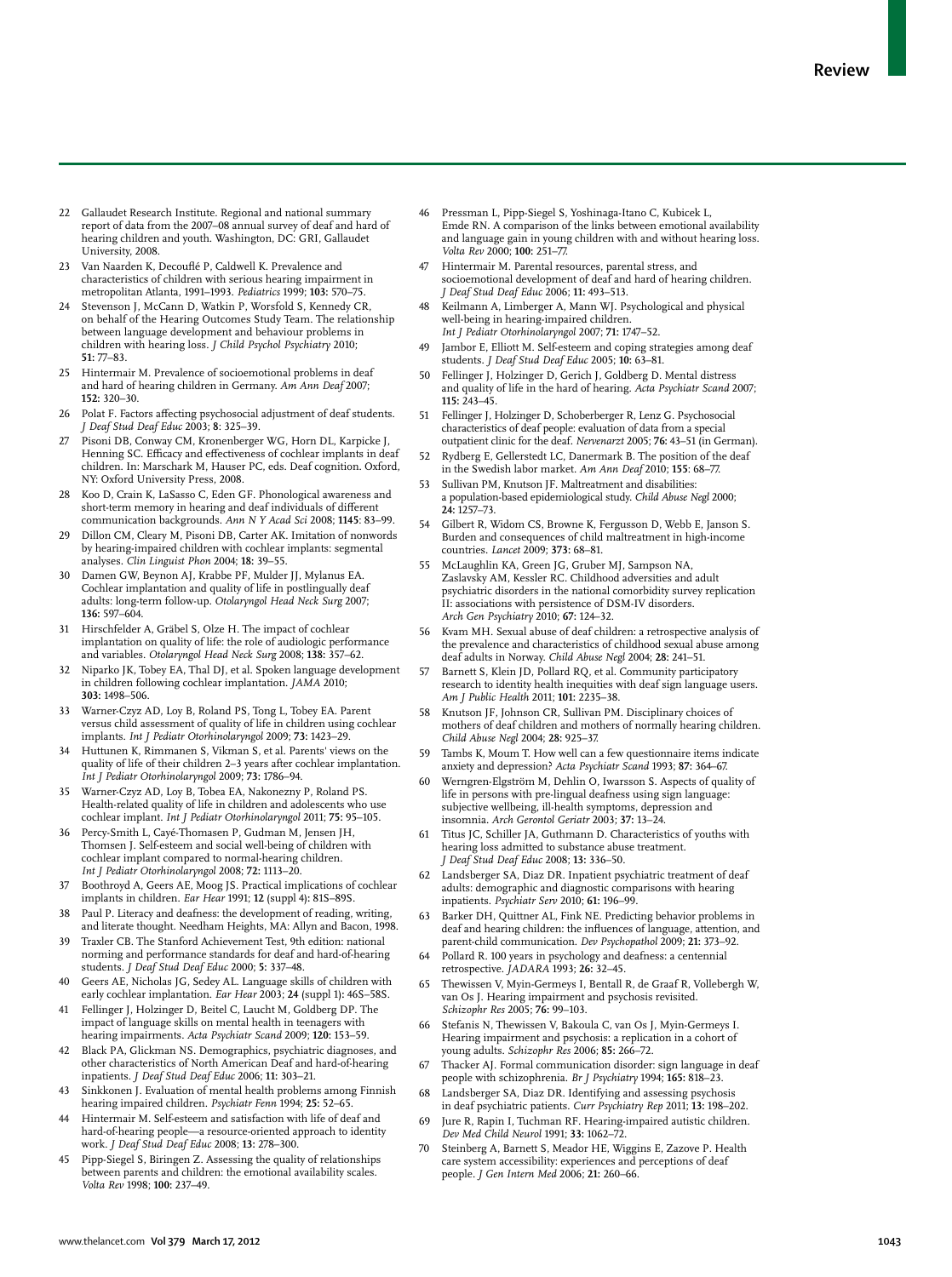22 Gallaudet Research Institute. Regional and national summary report of data from the 2007–08 annual survey of deaf and hard of hearing children and youth. Washington, DC: GRI, Gallaudet University, 2008.

23 Van Naarden K, Decouflé P, Caldwell K. Prevalence and characteristics of children with serious hearing impairment in metropolitan Atlanta, 1991–1993. *Pediatrics* 1999; **103:** 570–75.

24 Stevenson J, McCann D, Watkin P, Worsfold S, Kennedy CR, on behalf of the Hearing Outcomes Study Team. The relationship between language development and behaviour problems in children with hearing loss. *J Child Psychol Psychiatry* 2010; **51:** 77–83.

25 Hintermair M. Prevalence of socioemotional problems in deaf and hard of hearing children in Germany. *Am Ann Deaf* 2007; **152:** 320–30.

26 Polat F. Factors affecting psychosocial adjustment of deaf students. *J Deaf Stud Deaf Educ* 2003; **8**: 325–39.

27 Pisoni DB, Conway CM, Kronenberger WG, Horn DL, Karpicke J, Henning SC. Efficacy and effectiveness of cochlear implants in deaf children. In: Marschark M, Hauser PC, eds. Deaf cognition. Oxford, NY: Oxford University Press, 2008.

28 Koo D, Crain K, LaSasso C, Eden GF. Phonological awareness and short-term memory in hearing and deaf individuals of different communication backgrounds. *Ann N Y Acad Sci* 2008; **1145**: 83–99.

29 Dillon CM, Cleary M, Pisoni DB, Carter AK. Imitation of nonwords by hearing-impaired children with cochlear implants: segmental analyses. *Clin Linguist Phon* 2004; **18:** 39–55.

30 Damen GW, Beynon AJ, Krabbe PF, Mulder JJ, Mylanus EA. Cochlear implantation and quality of life in postlingually deaf adults: long-term follow-up. *Otolaryngol Head Neck Surg* 2007; **136:** 597–604.

31 Hirschfelder A, Gräbel S, Olze H. The impact of cochlear implantation on quality of life: the role of audiologic performance and variables. *Otolaryngol Head Neck Surg* 2008; **138:** 357–62.

32 Niparko JK, Tobey EA, Thal DJ, et al. Spoken language development in children following cochlear implantation. *JAMA* 2010; **303:** 1498–506.

33 Warner-Czyz AD, Loy B, Roland PS, Tong L, Tobey EA. Parent versus child assessment of quality of life in children using cochlear implants. *Int J Pediatr Otorhinolaryngol* 2009; **73:** 1423–29.

34 Huttunen K, Rimmanen S, Vikman S, et al. Parents' views on the quality of life of their children 2–3 years after cochlear implantation. *Int J Pediatr Otorhinolaryngol* 2009; **73:** 1786–94.

35 Warner-Czyz AD, Loy B, Tobea EA, Nakonezny P, Roland PS. Health-related quality of life in children and adolescents who use cochlear implant. *Int J Pediatr Otorhinolaryngol* 2011; **75:** 95–105.

36 Percy-Smith L, Cayé-Thomasen P, Gudman M, Jensen JH, Thomsen J. Self-esteem and social well-being of children with cochlear implant compared to normal-hearing children. *Int J Pediatr Otorhinolaryngol* 2008; **72:** 1113–20.

37 Boothroyd A, Geers AE, Moog JS. Practical implications of cochlear implants in children. *Ear Hear* 1991; **12** (suppl 4)**:** 81S–89S.

38 Paul P. Literacy and deafness: the development of reading, writing, and literate thought. Needham Heights, MA: Allyn and Bacon, 1998.

39 Traxler CB. The Stanford Achievement Test, 9th edition: national norming and performance standards for deaf and hard-of-hearing students. *J Deaf Stud Deaf Educ* 2000; **5:** 337–48.

40 Geers AE, Nicholas JG, Sedey AL. Language skills of children with early cochlear implantation. *Ear Hear* 2003; **24** (suppl 1)**:** 46S–58S.

41 Fellinger J, Holzinger D, Beitel C, Laucht M, Goldberg DP. The impact of language skills on mental health in teenagers with hearing impairments. *Acta Psychiatr Scand* 2009; **120:** 153–59.

42 Black PA, Glickman NS. Demographics, psychiatric diagnoses, and other characteristics of North American Deaf and hard-of-hearing inpatients. *J Deaf Stud Deaf Educ* 2006; **11:** 303–21.

43 Sinkkonen J. Evaluation of mental health problems among Finnish hearing impaired children. *Psychiatr Fenn* 1994; **25:** 52–65.

44 Hintermair M. Self-esteem and satisfaction with life of deaf and hard-of-hearing people—a resource-oriented approach to identity work. *J Deaf Stud Deaf Educ* 2008; **13:** 278–300.

45 Pipp-Siegel S, Biringen Z. Assessing the quality of relationships between parents and children: the emotional availability scales. *Volta Rev* 1998; **100:** 237–49.

46 Pressman L, Pipp-Siegel S, Yoshinaga-Itano C, Kubicek L, Emde RN. A comparison of the links between emotional availability and language gain in young children with and without hearing loss. *Volta Rev* 2000; **100:** 251–77.

47 Hintermair M. Parental resources, parental stress, and socioemotional development of deaf and hard of hearing children. *J Deaf Stud Deaf Educ* 2006; **11:** 493–513.

48 Keilmann A, Limberger A, Mann WJ. Psychological and physical well-being in hearing-impaired children. *Int J Pediatr Otorhinolaryngol* 2007; **71:** 1747–52.

49 Jambor E, Elliott M. Self-esteem and coping strategies among deaf students. *J Deaf Stud Deaf Educ* 2005; **10:** 63–81.

50 Fellinger J, Holzinger D, Gerich J, Goldberg D. Mental distress and quality of life in the hard of hearing. *Acta Psychiatr Scand* 2007; **115:** 243–45.

51 Fellinger J, Holzinger D, Schoberberger R, Lenz G. Psychosocial characteristics of deaf people: evaluation of data from a special outpatient clinic for the deaf. *Nervenarzt* 2005; **76:** 43–51 (in German).

52 Rydberg E, Gellerstedt LC, Danermark B. The position of the deaf in the Swedish labor market. *Am Ann Deaf* 2010; **155**: 68–77.

53 Sullivan PM, Knutson JF. Maltreatment and disabilities: a population-based epidemiological study. *Child Abuse Negl* 2000; **24:** 1257–73.

54 Gilbert R, Widom CS, Browne K, Fergusson D, Webb E, Janson S. Burden and consequences of child maltreatment in high-income countries. *Lancet* 2009; **373:** 68–81.

55 McLaughlin KA, Green JG, Gruber MJ, Sampson NA, Zaslavsky AM, Kessler RC. Childhood adversities and adult psychiatric disorders in the national comorbidity survey replication II: associations with persistence of DSM-IV disorders. *Arch Gen Psychiatry* 2010; **67:** 124–32.

56 Kvam MH. Sexual abuse of deaf children: a retrospective analysis of the prevalence and characteristics of childhood sexual abuse among deaf adults in Norway. *Child Abuse Negl* 2004; **28:** 241–51.

57 Barnett S, Klein JD, Pollard RQ, et al. Community participatory research to identity health inequities with deaf sign language users. *Am J Public Health* 2011; **101:** 2235–38.

58 Knutson JF, Johnson CR, Sullivan PM. Disciplinary choices of mothers of deaf children and mothers of normally hearing children. *Child Abuse Negl* 2004; **28:** 925–37.

59 Tambs K, Moum T. How well can a few questionnaire items indicate anxiety and depression? *Acta Psychiatr Scand* 1993; **87:** 364–67.

60 Werngren-Elgström M, Dehlin O, Iwarsson S. Aspects of quality of life in persons with pre-lingual deafness using sign language: subjective wellbeing, ill-health symptoms, depression and insomnia. *Arch Gerontol Geriatr* 2003; **37:** 13–24.

61 Titus JC, Schiller JA, Guthmann D. Characteristics of youths with hearing loss admitted to substance abuse treatment. *J Deaf Stud Deaf Educ* 2008; **13:** 336–50.

62 Landsberger SA, Diaz DR. Inpatient psychiatric treatment of deaf adults: demographic and diagnostic comparisons with hearing inpatients. *Psychiatr Serv* 2010; **61:** 196–99.

63 Barker DH, Quittner AL, Fink NE. Predicting behavior problems in deaf and hearing children: the influences of language, attention, and parent-child communication. *Dev Psychopathol* 2009; **21:** 373–92.

64 Pollard R. 100 years in psychology and deafness: a centennial retrospective. *JADARA* 1993; **26:** 32–45.

65 Thewissen V, Myin-Germeys I, Bentall R, de Graaf R, Vollebergh W, van Os J. Hearing impairment and psychosis revisited. *Schizophr Res* 2005; **76:** 99–103.

66 Stefanis N, Thewissen V, Bakoula C, van Os J, Myin-Germeys I. Hearing impairment and psychosis: a replication in a cohort of young adults. *Schizophr Res* 2006; **85:** 266–72.

67 Thacker AJ. Formal communication disorder: sign language in deaf people with schizophrenia. *Br J Psychiatry* 1994; **165:** 818–23.

68 Landsberger SA, Diaz DR. Identifying and assessing psychosis in deaf psychiatric patients. *Curr Psychiatry Rep* 2011; **13:** 198–202.

69 Jure R, Rapin I, Tuchman RF. Hearing-impaired autistic children. *Dev Med Child Neurol* 1991; **33:** 1062–72.

70 Steinberg A, Barnett S, Meador HE, Wiggins E, Zazove P. Health care system accessibility: experiences and perceptions of deaf people. *J Gen Intern Med* 2006; **21:** 260–66.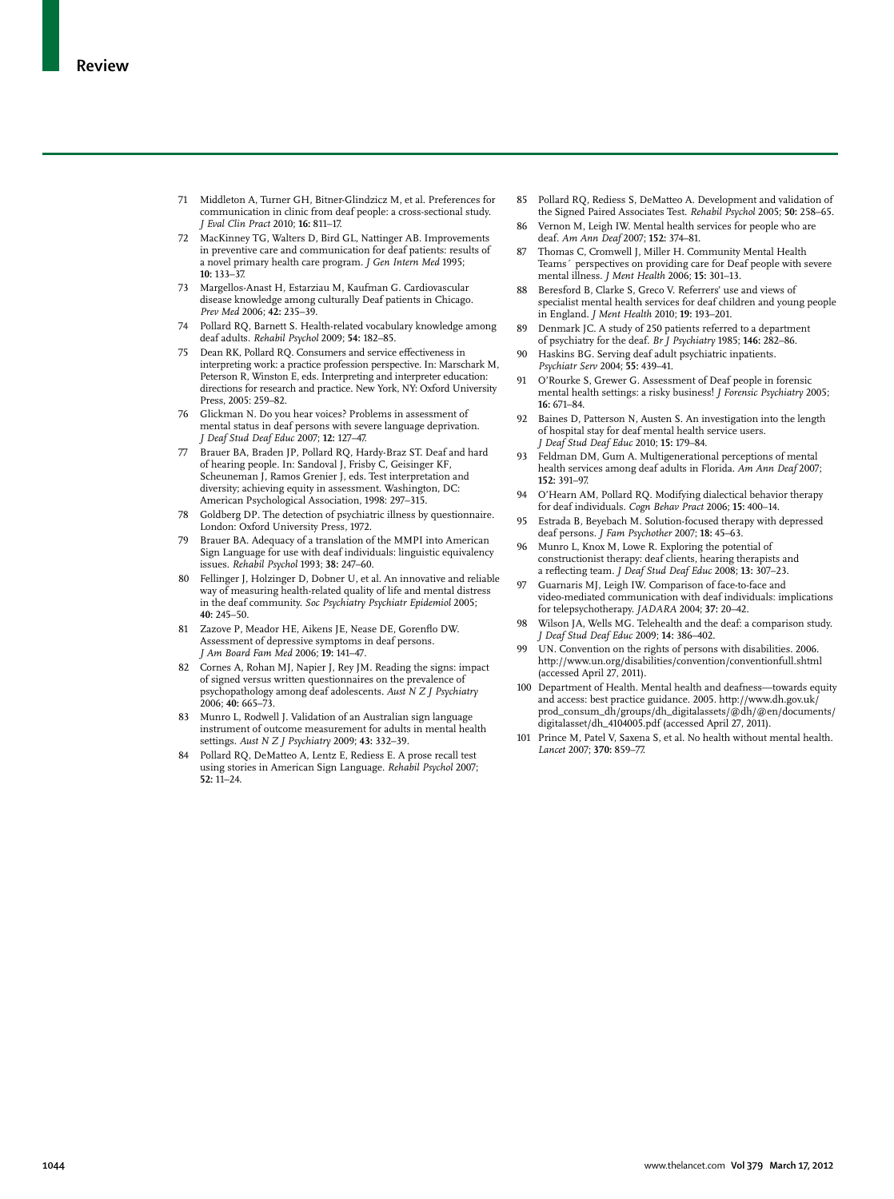71 Middleton A, Turner GH, Bitner-Glindzicz M, et al. Preferences for communication in clinic from deaf people: a cross-sectional study. *J Eval Clin Pract* 2010; **16:** 811–17.

72 MacKinney TG, Walters D, Bird GL, Nattinger AB. Improvements in preventive care and communication for deaf patients: results of a novel primary health care program. *J Gen Intern Med* 1995; **10:** 133–37.

73 Margellos-Anast H, Estarziau M, Kaufman G. Cardiovascular disease knowledge among culturally Deaf patients in Chicago. *Prev Med* 2006; **42:** 235–39.

74 Pollard RQ, Barnett S. Health-related vocabulary knowledge among deaf adults. *Rehabil Psychol* 2009; **54:** 182–85.

75 Dean RK, Pollard RQ. Consumers and service effectiveness in interpreting work: a practice profession perspective. In: Marschark M, Peterson R, Winston E, eds. Interpreting and interpreter education: directions for research and practice. New York, NY: Oxford University Press, 2005: 259–82.

76 Glickman N. Do you hear voices? Problems in assessment of mental status in deaf persons with severe language deprivation. *J Deaf Stud Deaf Educ* 2007; **12:** 127–47.

77 Brauer BA, Braden JP, Pollard RQ, Hardy-Braz ST. Deaf and hard of hearing people. In: Sandoval J, Frisby C, Geisinger KF, Scheuneman J, Ramos Grenier J, eds. Test interpretation and diversity; achieving equity in assessment. Washington, DC: American Psychological Association, 1998: 297–315.

78 Goldberg DP. The detection of psychiatric illness by questionnaire. London: Oxford University Press, 1972.

79 Brauer BA. Adequacy of a translation of the MMPI into American Sign Language for use with deaf individuals: linguistic equivalency issues. *Rehabil Psychol* 1993; **38:** 247–60.

80 Fellinger J, Holzinger D, Dobner U, et al. An innovative and reliable way of measuring health-related quality of life and mental distress in the deaf community. *Soc Psychiatry Psychiatr Epidemiol* 2005; **40:** 245–50.

81 Zazove P, Meador HE, Aikens JE, Nease DE, Gorenflo DW. Assessment of depressive symptoms in deaf persons. *J Am Board Fam Med* 2006; **19:** 141–47.

82 Cornes A, Rohan MJ, Napier J, Rey JM. Reading the signs: impact of signed versus written questionnaires on the prevalence of psychopathology among deaf adolescents. *Aust N Z J Psychiatry* 2006; **40:** 665–73.

83 Munro L, Rodwell J. Validation of an Australian sign language instrument of outcome measurement for adults in mental health settings. *Aust N Z J Psychiatry* 2009; **43:** 332–39.

84 Pollard RQ, DeMatteo A, Lentz E, Rediess E. A prose recall test using stories in American Sign Language. *Rehabil Psychol* 2007; **52:** 11–24.

85 Pollard RQ, Rediess S, DeMatteo A. Development and validation of the Signed Paired Associates Test. *Rehabil Psychol* 2005; **50:** 258–65.

86 Vernon M, Leigh IW. Mental health services for people who are deaf. *Am Ann Deaf* 2007; **152:** 374–81.

87 Thomas C, Cromwell J, Miller H. Community Mental Health Teams´ perspectives on providing care for Deaf people with severe mental illness. *J Ment Health* 2006; **15:** 301–13.

88 Beresford B, Clarke S, Greco V. Referrers' use and views of specialist mental health services for deaf children and young people in England. *J Ment Health* 2010; **19:** 193–201.

89 Denmark JC. A study of 250 patients referred to a department of psychiatry for the deaf. *Br J Psychiatry* 1985; **146:** 282–86.

90 Haskins BG. Serving deaf adult psychiatric inpatients. *Psychiatr Serv* 2004; **55:** 439–41.

91 O'Rourke S, Grewer G. Assessment of Deaf people in forensic mental health settings: a risky business! *J Forensic Psychiatry* 2005; **16:** 671–84.

92 Baines D, Patterson N, Austen S. An investigation into the length of hospital stay for deaf mental health service users. *J Deaf Stud Deaf Educ* 2010; **15:** 179–84.

93 Feldman DM, Gum A. Multigenerational perceptions of mental health services among deaf adults in Florida. *Am Ann Deaf* 2007; **152:** 391–97.

94 O'Hearn AM, Pollard RQ. Modifying dialectical behavior therapy for deaf individuals. *Cogn Behav Pract* 2006; **15:** 400–14.

95 Estrada B, Beyebach M. Solution-focused therapy with depressed deaf persons. *J Fam Psychother* 2007; **18:** 45–63.

96 Munro L, Knox M, Lowe R. Exploring the potential of constructionist therapy: deaf clients, hearing therapists and a reflecting team. *J Deaf Stud Deaf Educ* 2008; **13:** 307–23.

97 Guarnaris MJ, Leigh IW. Comparison of face-to-face and video-mediated communication with deaf individuals: implications for telepsychotherapy. *JADARA* 2004; **37:** 20–42.

98 Wilson JA, Wells MG. Telehealth and the deaf: a comparison study. *J Deaf Stud Deaf Educ* 2009; **14:** 386–402.

99 UN. Convention on the rights of persons with disabilities. 2006. http://www.un.org/disabilities/convention/conventionfull.shtml (accessed April 27, 2011).

100 Department of Health. Mental health and deafness—towards equity and access: best practice guidance. 2005. http://www.dh.gov.uk/prod_consum_dh/groups/dh_digitalassets/@dh/@en/documents/digitalasset/dh_4104005.pdf (accessed April 27, 2011).

101 Prince M, Patel V, Saxena S, et al. No health without mental health. *Lancet* 2007; **370:** 859–77.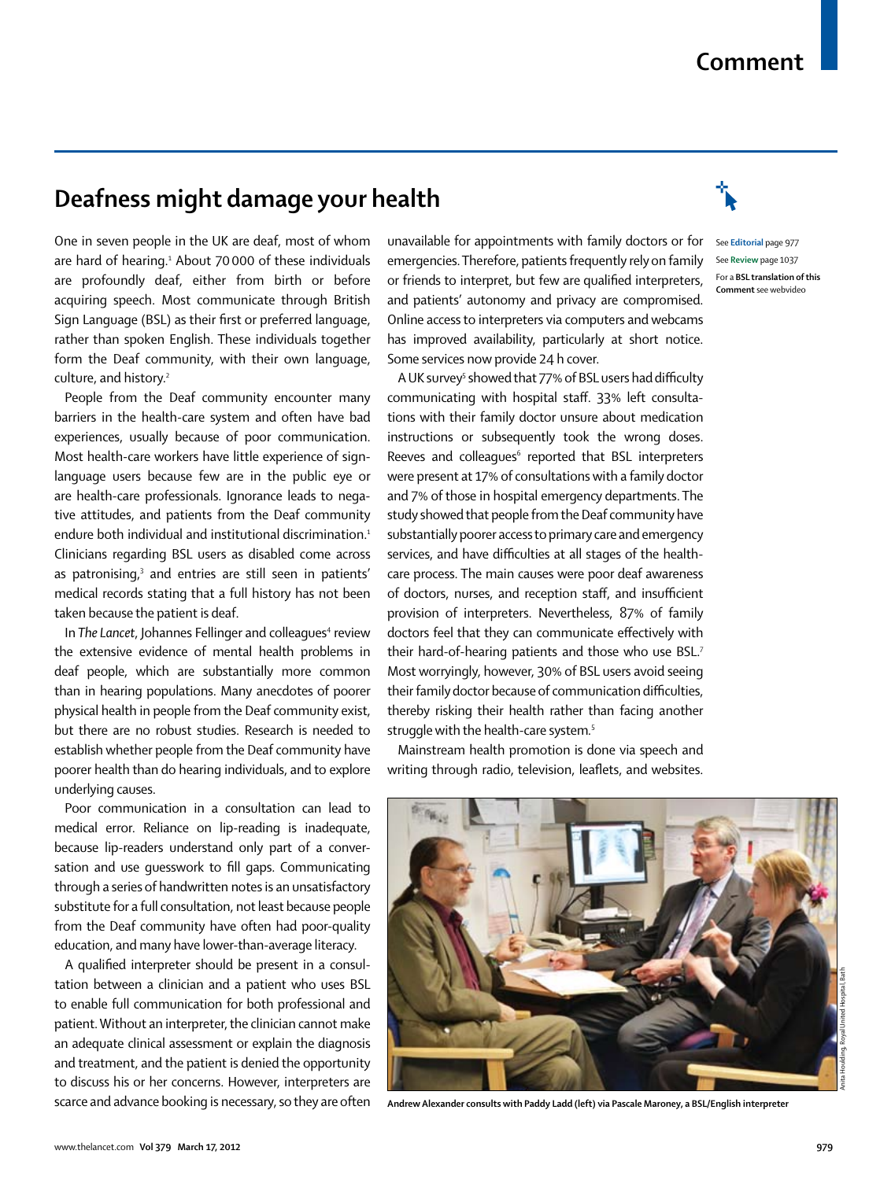# Deafness might damage your health

One in seven people in the UK are deaf, most of whom are hard of hearing.[1] About 70 000 of these individuals are profoundly deaf, either from birth or before acquiring speech. Most communicate through British Sign Language (BSL) as their first or preferred language, rather than spoken English. These individuals together form the Deaf community, with their own language, culture, and history.[2]

People from the Deaf community encounter many barriers in the health-care system and often have bad experiences, usually because of poor communication. Most health-care workers have little experience of sign-language users because few are in the public eye or are health-care professionals. Ignorance leads to negative attitudes, and patients from the Deaf community endure both individual and institutional discrimination.[1] Clinicians regarding BSL users as disabled come across as patronising,[3] and entries are still seen in patients' medical records stating that a full history has not been taken because the patient is deaf.

In *The Lancet*, Johannes Fellinger and colleagues[4] review the extensive evidence of mental health problems in deaf people, which are substantially more common than in hearing populations. Many anecdotes of poorer physical health in people from the Deaf community exist, but there are no robust studies. Research is needed to establish whether people from the Deaf community have poorer health than do hearing individuals, and to explore underlying causes.

Poor communication in a consultation can lead to medical error. Reliance on lip-reading is inadequate, because lip-readers understand only part of a conversation and use guesswork to fill gaps. Communicating through a series of handwritten notes is an unsatisfactory substitute for a full consultation, not least because people from the Deaf community have often had poor-quality education, and many have lower-than-average literacy.

A qualified interpreter should be present in a consultation between a clinician and a patient who uses BSL to enable full communication for both professional and patient. Without an interpreter, the clinician cannot make an adequate clinical assessment or explain the diagnosis and treatment, and the patient is denied the opportunity to discuss his or her concerns. However, interpreters are scarce and advance booking is necessary, so they are often unavailable for appointments with family doctors or for emergencies. Therefore, patients frequently rely on family or friends to interpret, but few are qualified interpreters, and patients' autonomy and privacy are compromised. Online access to interpreters via computers and webcams has improved availability, particularly at short notice. Some services now provide 24 h cover.

A UK survey[5] showed that 77% of BSL users had difficulty communicating with hospital staff. 33% left consultations with their family doctor unsure about medication instructions or subsequently took the wrong doses. Reeves and colleagues[6] reported that BSL interpreters were present at 17% of consultations with a family doctor and 7% of those in hospital emergency departments. The study showed that people from the Deaf community have substantially poorer access to primary care and emergency services, and have difficulties at all stages of the health-care process. The main causes were poor deaf awareness of doctors, nurses, and reception staff, and insufficient provision of interpreters. Nevertheless, 87% of family doctors feel that they can communicate effectively with their hard-of-hearing patients and those who use BSL.[7] Most worryingly, however, 30% of BSL users avoid seeing their family doctor because of communication difficulties, thereby risking their health rather than facing another struggle with the health-care system.[5]

Mainstream health promotion is done via speech and writing through radio, television, leaflets, and websites.

See **Editorial** page 977

See **Review** page 1037

For a **BSL translation of this Comment** see webvideo

**Andrew Alexander consults with Paddy Ladd (left) via Pascale Maroney, a BSL/English interpreter**

Anita Houlding, Royal United Hospital, Bath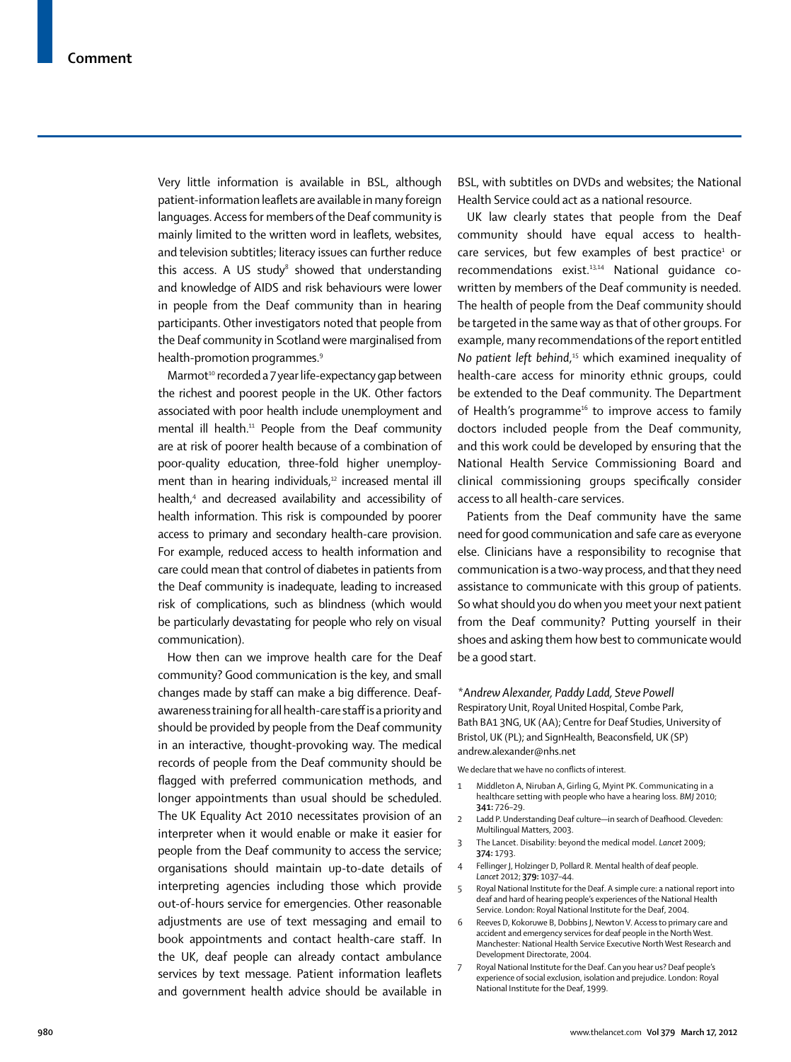Very little information is available in BSL, although patient-information leaflets are available in many foreign languages. Access for members of the Deaf community is mainly limited to the written word in leaflets, websites, and television subtitles; literacy issues can further reduce this access. A US study[8] showed that understanding and knowledge of AIDS and risk behaviours were lower in people from the Deaf community than in hearing participants. Other investigators noted that people from the Deaf community in Scotland were marginalised from health-promotion programmes.[9]

Marmot[10] recorded a 7 year life-expectancy gap between the richest and poorest people in the UK. Other factors associated with poor health include unemployment and mental ill health.[11] People from the Deaf community are at risk of poorer health because of a combination of poor-quality education, three-fold higher unemployment than in hearing individuals,[12] increased mental ill health,[4] and decreased availability and accessibility of health information. This risk is compounded by poorer access to primary and secondary health-care provision. For example, reduced access to health information and care could mean that control of diabetes in patients from the Deaf community is inadequate, leading to increased risk of complications, such as blindness (which would be particularly devastating for people who rely on visual communication).

How then can we improve health care for the Deaf community? Good communication is the key, and small changes made by staff can make a big difference. Deaf-awareness training for all health-care staff is a priority and should be provided by people from the Deaf community in an interactive, thought-provoking way. The medical records of people from the Deaf community should be flagged with preferred communication methods, and longer appointments than usual should be scheduled. The UK Equality Act 2010 necessitates provision of an interpreter when it would enable or make it easier for people from the Deaf community to access the service; organisations should maintain up-to-date details of interpreting agencies including those which provide out-of-hours service for emergencies. Other reasonable adjustments are use of text messaging and email to book appointments and contact health-care staff. In the UK, deaf people can already contact ambulance services by text message. Patient information leaflets and government health advice should be available in BSL, with subtitles on DVDs and websites; the National Health Service could act as a national resource.

UK law clearly states that people from the Deaf community should have equal access to health-care services, but few examples of best practice[1] or recommendations exist.[13,14] National guidance co-written by members of the Deaf community is needed. The health of people from the Deaf community should be targeted in the same way as that of other groups. For example, many recommendations of the report entitled *No patient left behind*,[15] which examined inequality of health-care access for minority ethnic groups, could be extended to the Deaf community. The Department of Health's programme[16] to improve access to family doctors included people from the Deaf community, and this work could be developed by ensuring that the National Health Service Commissioning Board and clinical commissioning groups specifically consider access to all health-care services.

Patients from the Deaf community have the same need for good communication and safe care as everyone else. Clinicians have a responsibility to recognise that communication is a two-way process, and that they need assistance to communicate with this group of patients. So what should you do when you meet your next patient from the Deaf community? Putting yourself in their shoes and asking them how best to communicate would be a good start.

*\*Andrew Alexander, Paddy Ladd, Steve Powell*
Respiratory Unit, Royal United Hospital, Combe Park, Bath BA1 3NG, UK (AA); Centre for Deaf Studies, University of Bristol, UK (PL); and SignHealth, Beaconsfield, UK (SP)
andrew.alexander@nhs.net

We declare that we have no conflicts of interest.

1. Middleton A, Niruban A, Girling G, Myint PK. Communicating in a healthcare setting with people who have a hearing loss. *BMJ* 2010; **341:** 726–29.
2. Ladd P. Understanding Deaf culture—in search of Deafhood. Cleveden: Multilingual Matters, 2003.
3. The Lancet. Disability: beyond the medical model. *Lancet* 2009; **374:** 1793.
4. Fellinger J, Holzinger D, Pollard R. Mental health of deaf people. *Lancet* 2012; **379:** 1037–44.
5. Royal National Institute for the Deaf. A simple cure: a national report into deaf and hard of hearing people's experiences of the National Health Service. London: Royal National Institute for the Deaf, 2004.
6. Reeves D, Kokoruwe B, Dobbins J, Newton V. Access to primary care and accident and emergency services for deaf people in the North West. Manchester: National Health Service Executive North West Research and Development Directorate, 2004.
7. Royal National Institute for the Deaf. Can you hear us? Deaf people's experience of social exclusion, isolation and prejudice. London: Royal National Institute for the Deaf, 1999.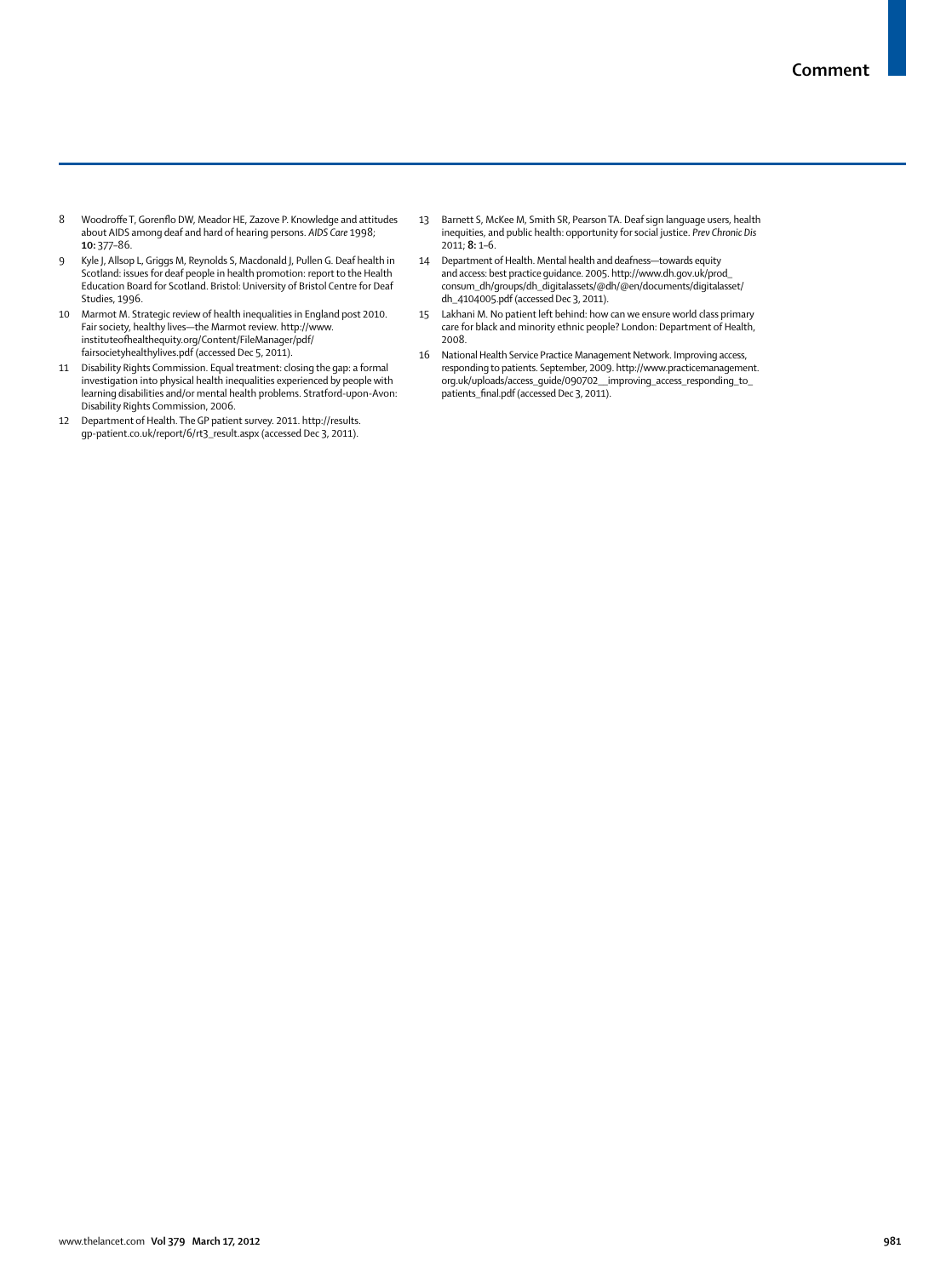8 Woodroffe T, Gorenflo DW, Meador HE, Zazove P. Knowledge and attitudes about AIDS among deaf and hard of hearing persons. *AIDS Care* 1998; **10:** 377–86.

9 Kyle J, Allsop L, Griggs M, Reynolds S, Macdonald J, Pullen G. Deaf health in Scotland: issues for deaf people in health promotion: report to the Health Education Board for Scotland. Bristol: University of Bristol Centre for Deaf Studies, 1996.

10 Marmot M. Strategic review of health inequalities in England post 2010. Fair society, healthy lives—the Marmot review. http://www.instituteofhealthequity.org/Content/FileManager/pdf/fairsocietyhealthylives.pdf (accessed Dec 5, 2011).

11 Disability Rights Commission. Equal treatment: closing the gap: a formal investigation into physical health inequalities experienced by people with learning disabilities and/or mental health problems. Stratford-upon-Avon: Disability Rights Commission, 2006.

12 Department of Health. The GP patient survey. 2011. http://results.gp-patient.co.uk/report/6/rt3_result.aspx (accessed Dec 3, 2011).

13 Barnett S, McKee M, Smith SR, Pearson TA. Deaf sign language users, health inequities, and public health: opportunity for social justice. *Prev Chronic Dis* 2011; **8:** 1–6.

14 Department of Health. Mental health and deafness—towards equity and access: best practice guidance. 2005. http://www.dh.gov.uk/prod_consum_dh/groups/dh_digitalassets/@dh/@en/documents/digitalasset/dh_4104005.pdf (accessed Dec 3, 2011).

15 Lakhani M. No patient left behind: how can we ensure world class primary care for black and minority ethnic people? London: Department of Health, 2008.

16 National Health Service Practice Management Network. Improving access, responding to patients. September, 2009. http://www.practicemanagement.org.uk/uploads/access_guide/090702__improving_access_responding_to_patients_final.pdf (accessed Dec 3, 2011).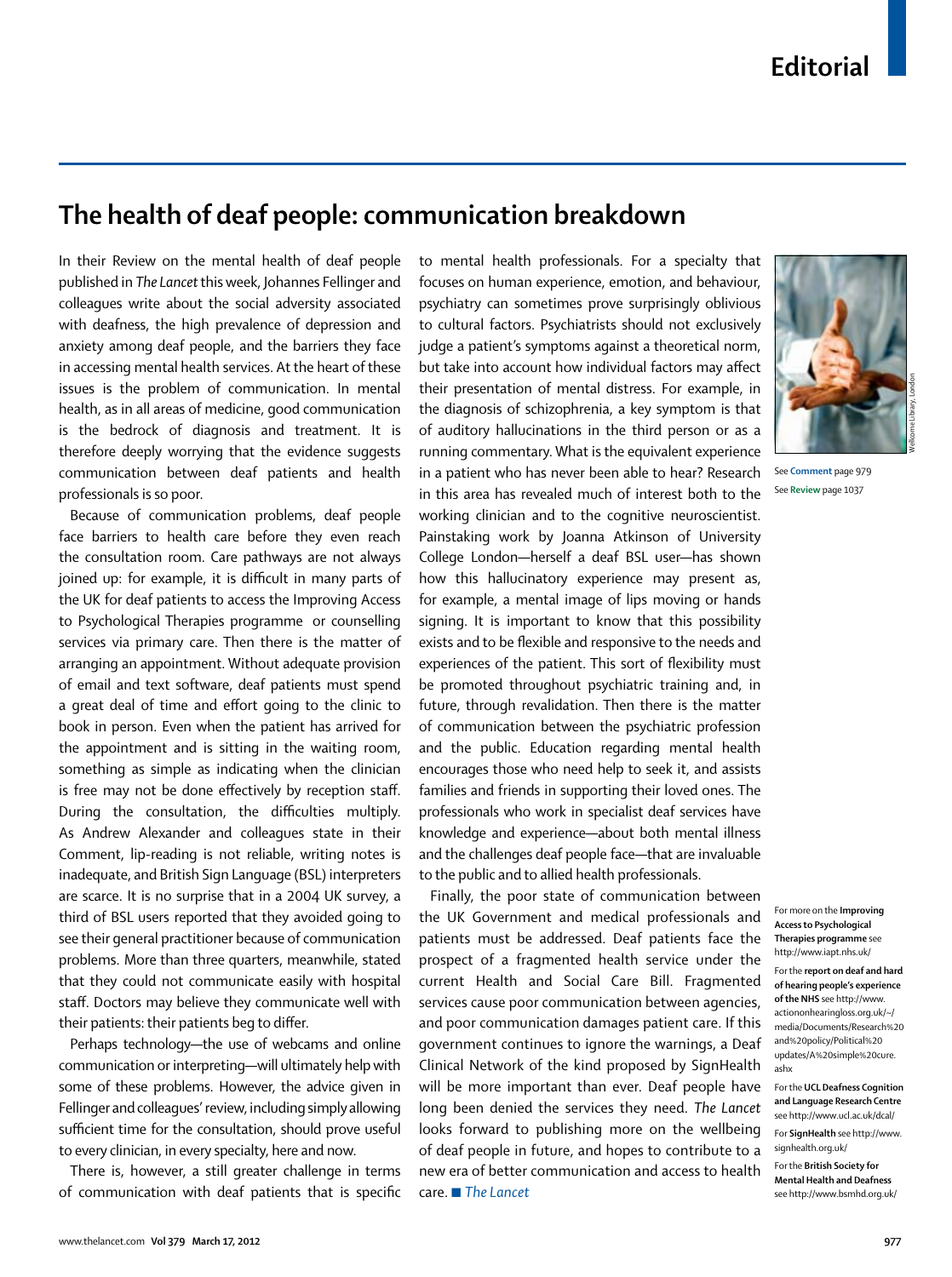# Editorial

## The health of deaf people: communication breakdown

In their Review on the mental health of deaf people published in *The Lancet* this week, Johannes Fellinger and colleagues write about the social adversity associated with deafness, the high prevalence of depression and anxiety among deaf people, and the barriers they face in accessing mental health services. At the heart of these issues is the problem of communication. In mental health, as in all areas of medicine, good communication is the bedrock of diagnosis and treatment. It is therefore deeply worrying that the evidence suggests communication between deaf patients and health professionals is so poor.

Because of communication problems, deaf people face barriers to health care before they even reach the consultation room. Care pathways are not always joined up: for example, it is difficult in many parts of the UK for deaf patients to access the Improving Access to Psychological Therapies programme or counselling services via primary care. Then there is the matter of arranging an appointment. Without adequate provision of email and text software, deaf patients must spend a great deal of time and effort going to the clinic to book in person. Even when the patient has arrived for the appointment and is sitting in the waiting room, something as simple as indicating when the clinician is free may not be done effectively by reception staff. During the consultation, the difficulties multiply. As Andrew Alexander and colleagues state in their Comment, lip-reading is not reliable, writing notes is inadequate, and British Sign Language (BSL) interpreters are scarce. It is no surprise that in a 2004 UK survey, a third of BSL users reported that they avoided going to see their general practitioner because of communication problems. More than three quarters, meanwhile, stated that they could not communicate easily with hospital staff. Doctors may believe they communicate well with their patients: their patients beg to differ.

Perhaps technology—the use of webcams and online communication or interpreting—will ultimately help with some of these problems. However, the advice given in Fellinger and colleagues' review, including simply allowing sufficient time for the consultation, should prove useful to every clinician, in every specialty, here and now.

There is, however, a still greater challenge in terms of communication with deaf patients that is specific to mental health professionals. For a specialty that focuses on human experience, emotion, and behaviour, psychiatry can sometimes prove surprisingly oblivious to cultural factors. Psychiatrists should not exclusively judge a patient's symptoms against a theoretical norm, but take into account how individual factors may affect their presentation of mental distress. For example, in the diagnosis of schizophrenia, a key symptom is that of auditory hallucinations in the third person or as a running commentary. What is the equivalent experience in a patient who has never been able to hear? Research in this area has revealed much of interest both to the working clinician and to the cognitive neuroscientist. Painstaking work by Joanna Atkinson of University College London—herself a deaf BSL user—has shown how this hallucinatory experience may present as, for example, a mental image of lips moving or hands signing. It is important to know that this possibility exists and to be flexible and responsive to the needs and experiences of the patient. This sort of flexibility must be promoted throughout psychiatric training and, in future, through revalidation. Then there is the matter of communication between the psychiatric profession and the public. Education regarding mental health encourages those who need help to seek it, and assists families and friends in supporting their loved ones. The professionals who work in specialist deaf services have knowledge and experience—about both mental illness and the challenges deaf people face—that are invaluable to the public and to allied health professionals.

Finally, the poor state of communication between the UK Government and medical professionals and patients must be addressed. Deaf patients face the prospect of a fragmented health service under the current Health and Social Care Bill. Fragmented services cause poor communication between agencies, and poor communication damages patient care. If this government continues to ignore the warnings, a Deaf Clinical Network of the kind proposed by SignHealth will be more important than ever. Deaf people have long been denied the services they need. *The Lancet* looks forward to publishing more on the wellbeing of deaf people in future, and hopes to contribute to a new era of better communication and access to health care. ■ *The Lancet*

Wellcome Library, London

See **Comment** page 979

See **Review** page 1037

For more on the **Improving Access to Psychological Therapies programme** see http://www.iapt.nhs.uk/

For the **report on deaf and hard of hearing people's experience of the NHS** see http://www.actiononhearingloss.org.uk/~/media/Documents/Research%20and%20policy/Political%20updates/A%20simple%20cure.ashx

For the **UCL Deafness Cognition and Language Research Centre** see http://www.ucl.ac.uk/dcal/

For **SignHealth** see http://www.signhealth.org.uk/

For the **British Society for Mental Health and Deafness** see http://www.bsmhd.org.uk/